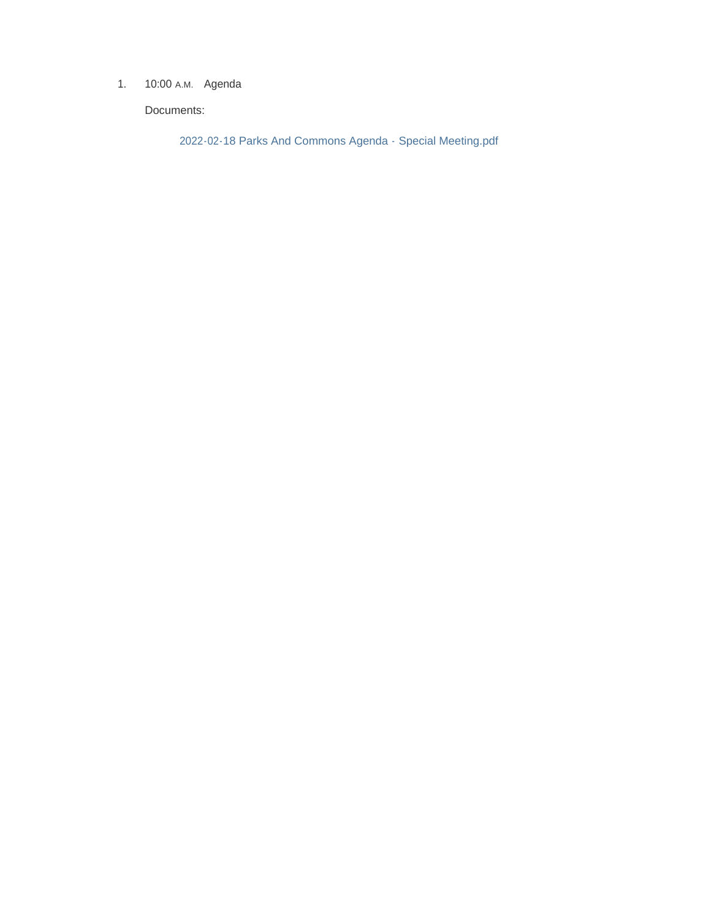1. 10:00 A.M. Agenda

   Documents:

   2022-02-18 Parks And Commons Agenda - Special Meeting.pdf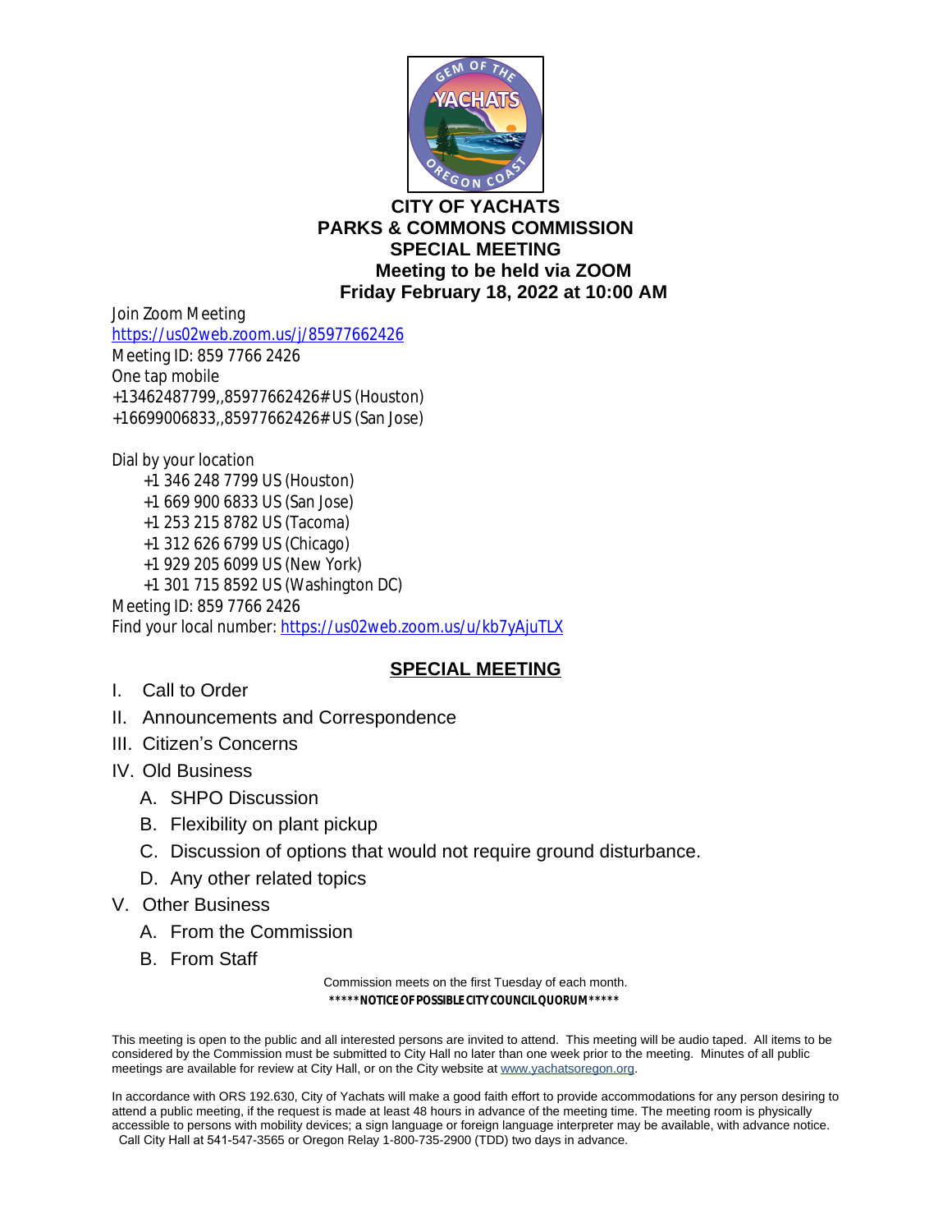**CITY OF YACHATS**
**PARKS & COMMONS COMMISSION**
**SPECIAL MEETING**
**Meeting to be held via ZOOM**
**Friday February 18, 2022 at 10:00 AM**

Join Zoom Meeting
https://us02web.zoom.us/j/85977662426
Meeting ID: 859 7766 2426
One tap mobile
+13462487799,,85977662426# US (Houston)
+16699006833,,85977662426# US (San Jose)

Dial by your location
- +1 346 248 7799 US (Houston)
- +1 669 900 6833 US (San Jose)
- +1 253 215 8782 US (Tacoma)
- +1 312 626 6799 US (Chicago)
- +1 929 205 6099 US (New York)
- +1 301 715 8592 US (Washington DC)

Meeting ID: 859 7766 2426
Find your local number: https://us02web.zoom.us/u/kb7yAjuTLX

## SPECIAL MEETING

I. Call to Order
II. Announcements and Correspondence
III. Citizen's Concerns
IV. Old Business
   A. SHPO Discussion
   B. Flexibility on plant pickup
   C. Discussion of options that would not require ground disturbance.
   D. Any other related topics
V. Other Business
   A. From the Commission
   B. From Staff

Commission meets on the first Tuesday of each month.
**\*\*\*\*\*NOTICE OF POSSIBLE CITY COUNCIL QUORUM\*\*\*\*\***

This meeting is open to the public and all interested persons are invited to attend. This meeting will be audio taped. All items to be considered by the Commission must be submitted to City Hall no later than one week prior to the meeting. Minutes of all public meetings are available for review at City Hall, or on the City website at www.yachatsoregon.org.

In accordance with ORS 192.630, City of Yachats will make a good faith effort to provide accommodations for any person desiring to attend a public meeting, if the request is made at least 48 hours in advance of the meeting time. The meeting room is physically accessible to persons with mobility devices; a sign language or foreign language interpreter may be available, with advance notice. Call City Hall at 541-547-3565 or Oregon Relay 1-800-735-2900 (TDD) two days in advance.